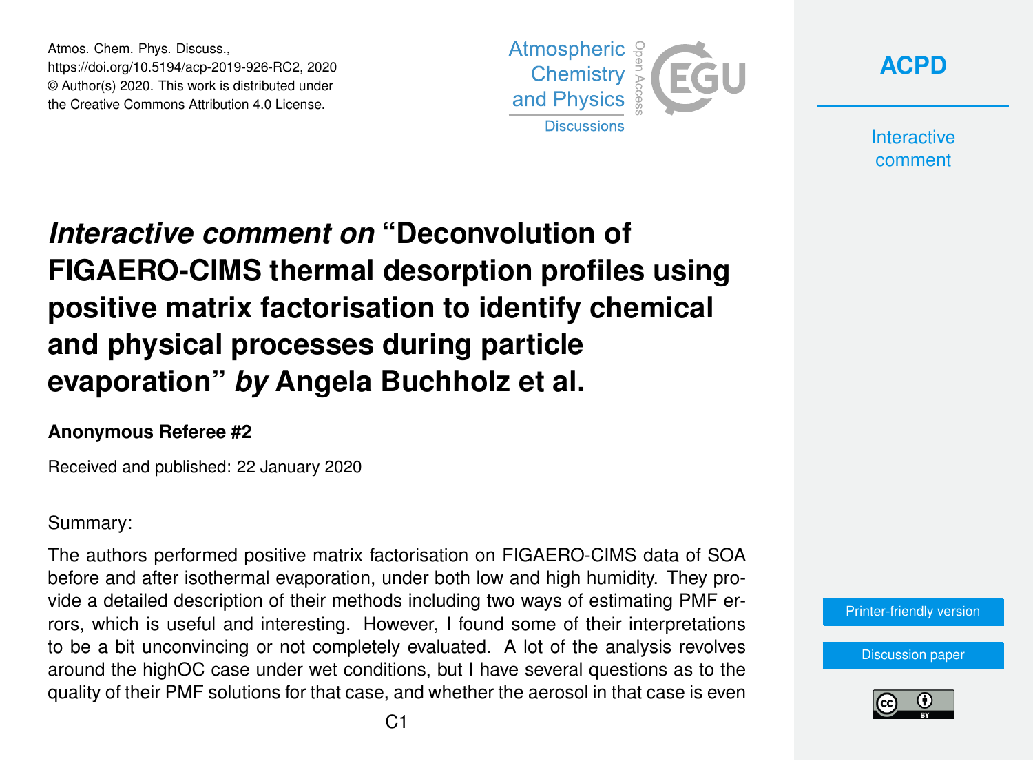# *Interactive comment on* "Deconvolution of FIGAERO-CIMS thermal desorption profiles using positive matrix factorisation to identify chemical and physical processes during particle evaporation" *by* Angela Buchholz et al.

**Anonymous Referee #2**

Received and published: 22 January 2020

Summary:

The authors performed positive matrix factorisation on FIGAERO-CIMS data of SOA before and after isothermal evaporation, under both low and high humidity. They provide a detailed description of their methods including two ways of estimating PMF errors, which is useful and interesting. However, I found some of their interpretations to be a bit unconvincing or not completely evaluated. A lot of the analysis revolves around the highOC case under wet conditions, but I have several questions as to the quality of their PMF solutions for that case, and whether the aerosol in that case is even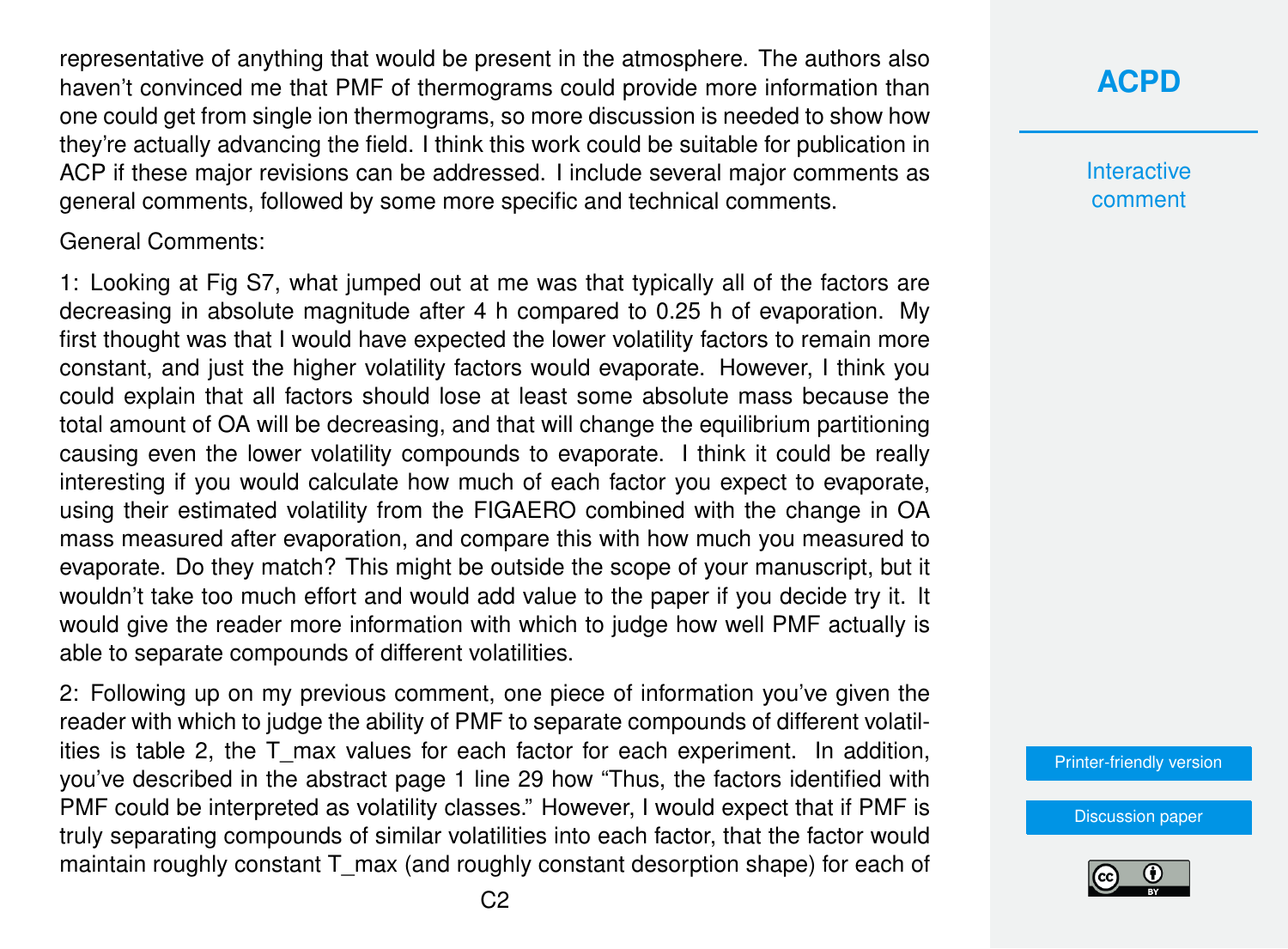representative of anything that would be present in the atmosphere. The authors also haven't convinced me that PMF of thermograms could provide more information than one could get from single ion thermograms, so more discussion is needed to show how they're actually advancing the field. I think this work could be suitable for publication in ACP if these major revisions can be addressed. I include several major comments as general comments, followed by some more specific and technical comments.

General Comments:

1: Looking at Fig S7, what jumped out at me was that typically all of the factors are decreasing in absolute magnitude after 4 h compared to 0.25 h of evaporation. My first thought was that I would have expected the lower volatility factors to remain more constant, and just the higher volatility factors would evaporate. However, I think you could explain that all factors should lose at least some absolute mass because the total amount of OA will be decreasing, and that will change the equilibrium partitioning causing even the lower volatility compounds to evaporate. I think it could be really interesting if you would calculate how much of each factor you expect to evaporate, using their estimated volatility from the FIGAERO combined with the change in OA mass measured after evaporation, and compare this with how much you measured to evaporate. Do they match? This might be outside the scope of your manuscript, but it wouldn't take too much effort and would add value to the paper if you decide try it. It would give the reader more information with which to judge how well PMF actually is able to separate compounds of different volatilities.

2: Following up on my previous comment, one piece of information you've given the reader with which to judge the ability of PMF to separate compounds of different volatilities is table 2, the T_max values for each factor for each experiment. In addition, you've described in the abstract page 1 line 29 how "Thus, the factors identified with PMF could be interpreted as volatility classes." However, I would expect that if PMF is truly separating compounds of similar volatilities into each factor, that the factor would maintain roughly constant T_max (and roughly constant desorption shape) for each of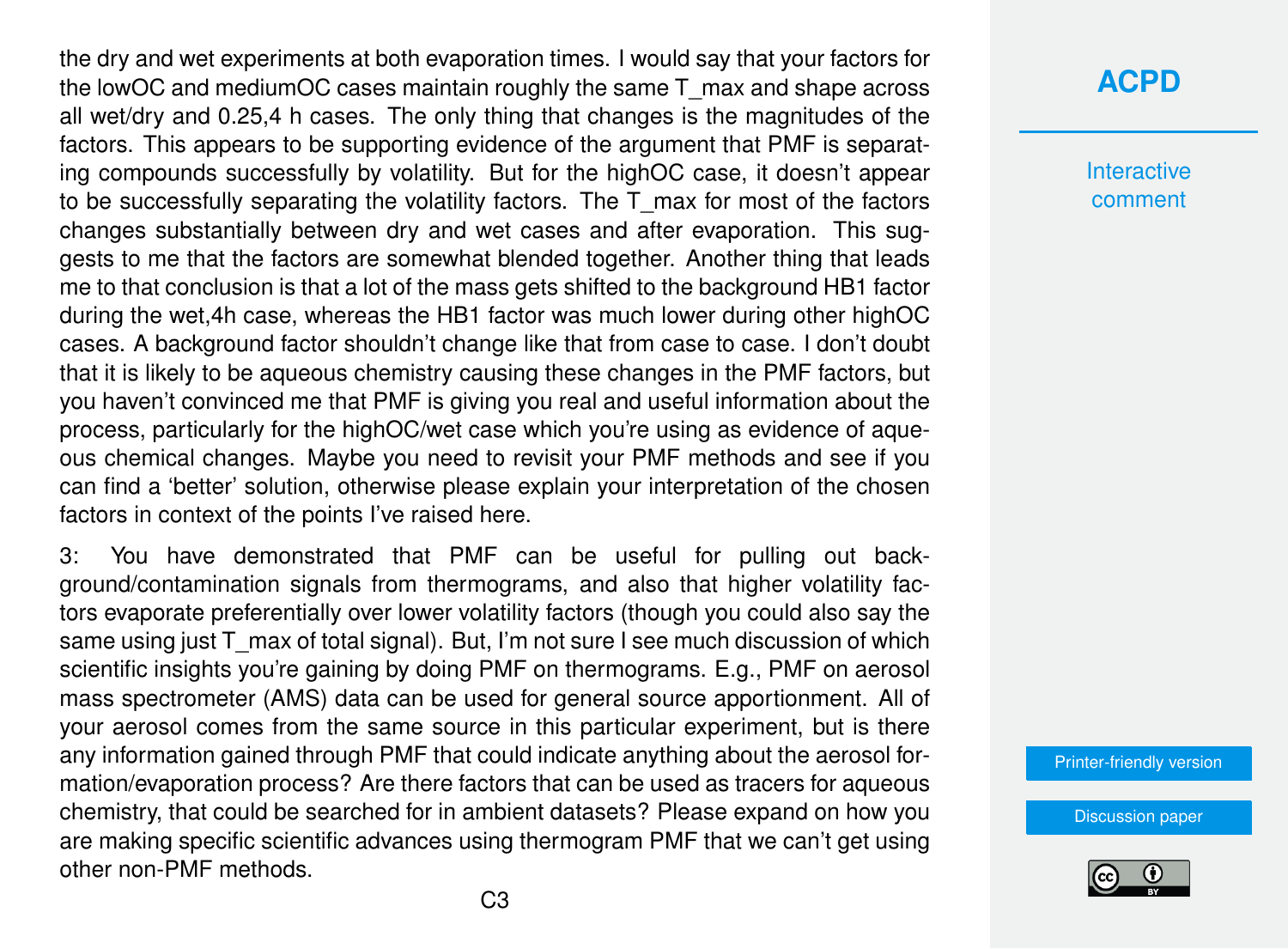the dry and wet experiments at both evaporation times. I would say that your factors for the lowOC and mediumOC cases maintain roughly the same T_max and shape across all wet/dry and 0.25,4 h cases. The only thing that changes is the magnitudes of the factors. This appears to be supporting evidence of the argument that PMF is separating compounds successfully by volatility. But for the highOC case, it doesn't appear to be successfully separating the volatility factors. The T_max for most of the factors changes substantially between dry and wet cases and after evaporation. This suggests to me that the factors are somewhat blended together. Another thing that leads me to that conclusion is that a lot of the mass gets shifted to the background HB1 factor during the wet,4h case, whereas the HB1 factor was much lower during other highOC cases. A background factor shouldn't change like that from case to case. I don't doubt that it is likely to be aqueous chemistry causing these changes in the PMF factors, but you haven't convinced me that PMF is giving you real and useful information about the process, particularly for the highOC/wet case which you're using as evidence of aqueous chemical changes. Maybe you need to revisit your PMF methods and see if you can find a 'better' solution, otherwise please explain your interpretation of the chosen factors in context of the points I've raised here.

3: You have demonstrated that PMF can be useful for pulling out background/contamination signals from thermograms, and also that higher volatility factors evaporate preferentially over lower volatility factors (though you could also say the same using just T_max of total signal). But, I'm not sure I see much discussion of which scientific insights you're gaining by doing PMF on thermograms. E.g., PMF on aerosol mass spectrometer (AMS) data can be used for general source apportionment. All of your aerosol comes from the same source in this particular experiment, but is there any information gained through PMF that could indicate anything about the aerosol formation/evaporation process? Are there factors that can be used as tracers for aqueous chemistry, that could be searched for in ambient datasets? Please expand on how you are making specific scientific advances using thermogram PMF that we can't get using other non-PMF methods.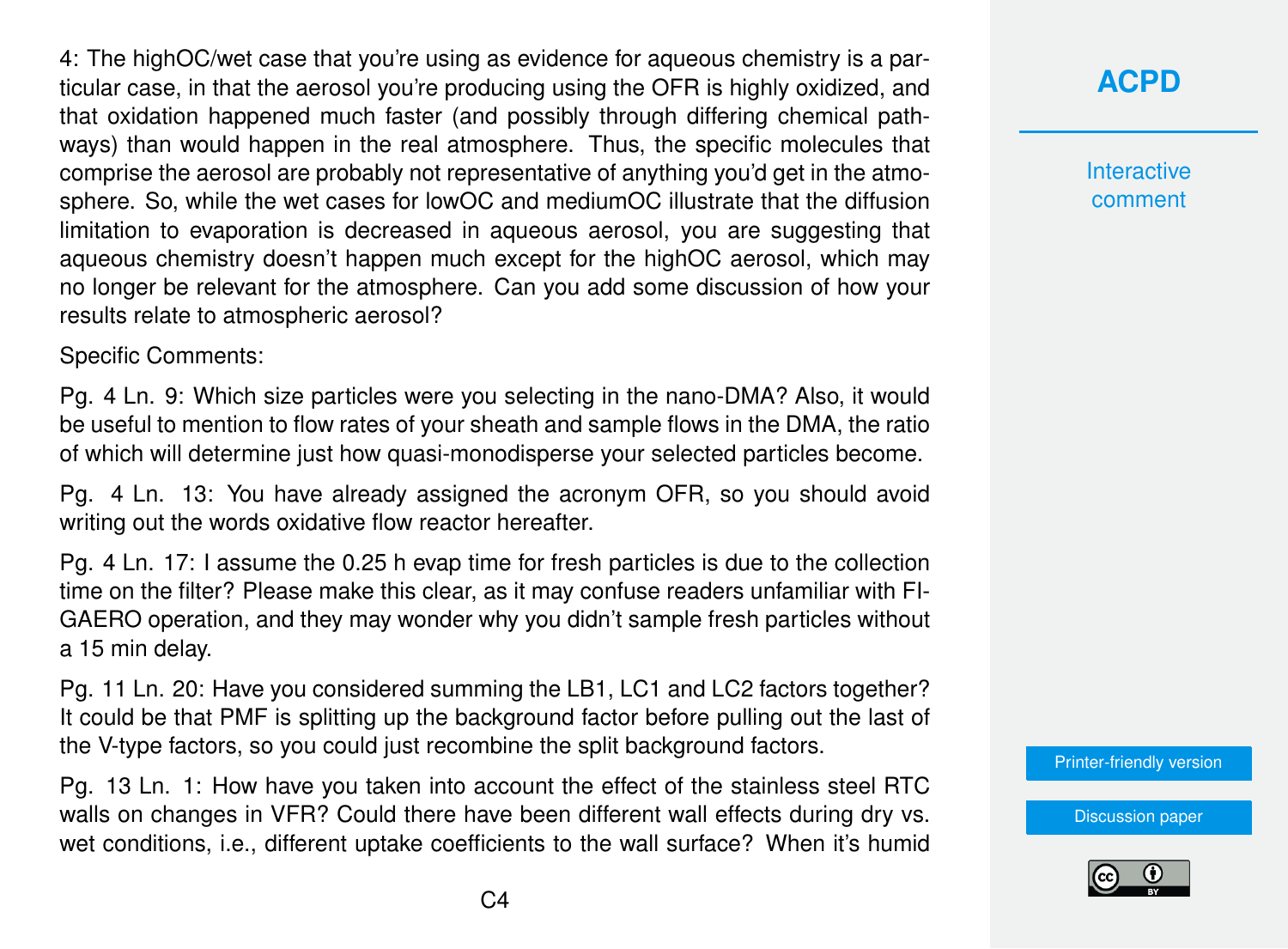4: The highOC/wet case that you're using as evidence for aqueous chemistry is a particular case, in that the aerosol you're producing using the OFR is highly oxidized, and that oxidation happened much faster (and possibly through differing chemical pathways) than would happen in the real atmosphere. Thus, the specific molecules that comprise the aerosol are probably not representative of anything you'd get in the atmosphere. So, while the wet cases for lowOC and mediumOC illustrate that the diffusion limitation to evaporation is decreased in aqueous aerosol, you are suggesting that aqueous chemistry doesn't happen much except for the highOC aerosol, which may no longer be relevant for the atmosphere. Can you add some discussion of how your results relate to atmospheric aerosol?

Specific Comments:

Pg. 4 Ln. 9: Which size particles were you selecting in the nano-DMA? Also, it would be useful to mention to flow rates of your sheath and sample flows in the DMA, the ratio of which will determine just how quasi-monodisperse your selected particles become.

Pg. 4 Ln. 13: You have already assigned the acronym OFR, so you should avoid writing out the words oxidative flow reactor hereafter.

Pg. 4 Ln. 17: I assume the 0.25 h evap time for fresh particles is due to the collection time on the filter? Please make this clear, as it may confuse readers unfamiliar with FIGAERO operation, and they may wonder why you didn't sample fresh particles without a 15 min delay.

Pg. 11 Ln. 20: Have you considered summing the LB1, LC1 and LC2 factors together? It could be that PMF is splitting up the background factor before pulling out the last of the V-type factors, so you could just recombine the split background factors.

Pg. 13 Ln. 1: How have you taken into account the effect of the stainless steel RTC walls on changes in VFR? Could there have been different wall effects during dry vs. wet conditions, i.e., different uptake coefficients to the wall surface? When it's humid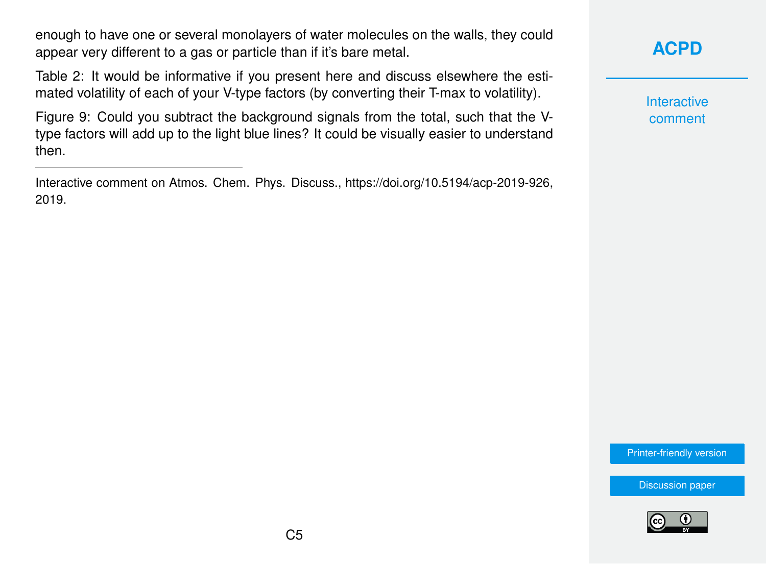enough to have one or several monolayers of water molecules on the walls, they could appear very different to a gas or particle than if it's bare metal.

Table 2: It would be informative if you present here and discuss elsewhere the estimated volatility of each of your V-type factors (by converting their T-max to volatility).

Figure 9: Could you subtract the background signals from the total, such that the V-type factors will add up to the light blue lines? It could be visually easier to understand then.

---

Interactive comment on Atmos. Chem. Phys. Discuss., https://doi.org/10.5194/acp-2019-926, 2019.